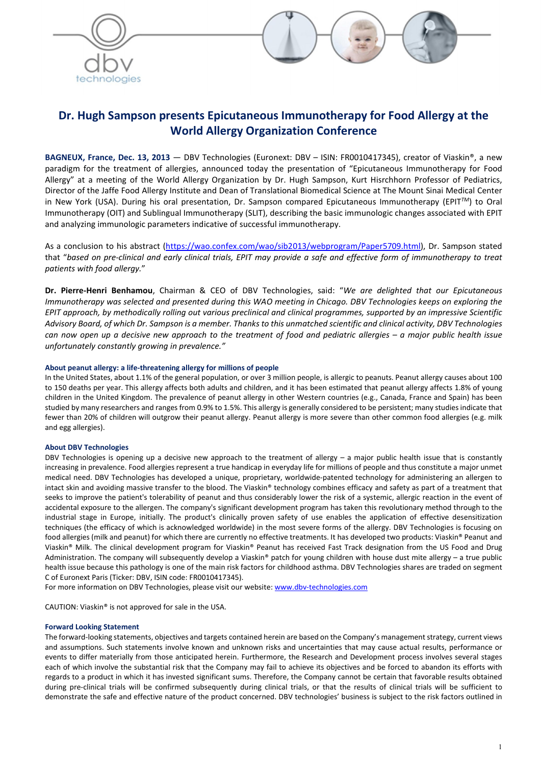# Dr. Hugh Sampson presents Epicutaneous Immunotherapy for Food Allergy at the World Allergy Organization Conference

**BAGNEUX, France, Dec. 13, 2013** — DBV Technologies (Euronext: DBV – ISIN: FR0010417345), creator of Viaskin®, a new paradigm for the treatment of allergies, announced today the presentation of "Epicutaneous Immunotherapy for Food Allergy" at a meeting of the World Allergy Organization by Dr. Hugh Sampson, Kurt Hisrchhorn Professor of Pediatrics, Director of the Jaffe Food Allergy Institute and Dean of Translational Biomedical Science at The Mount Sinai Medical Center in New York (USA). During his oral presentation, Dr. Sampson compared Epicutaneous Immunotherapy (EPIT™) to Oral Immunotherapy (OIT) and Sublingual Immunotherapy (SLIT), describing the basic immunologic changes associated with EPIT and analyzing immunologic parameters indicative of successful immunotherapy.

As a conclusion to his abstract (https://wao.confex.com/wao/sib2013/webprogram/Paper5709.html), Dr. Sampson stated that "*based on pre-clinical and early clinical trials, EPIT may provide a safe and effective form of immunotherapy to treat patients with food allergy.*"

**Dr. Pierre-Henri Benhamou**, Chairman & CEO of DBV Technologies, said: "*We are delighted that our Epicutaneous Immunotherapy was selected and presented during this WAO meeting in Chicago. DBV Technologies keeps on exploring the EPIT approach, by methodically rolling out various preclinical and clinical programmes, supported by an impressive Scientific Advisory Board, of which Dr. Sampson is a member. Thanks to this unmatched scientific and clinical activity, DBV Technologies can now open up a decisive new approach to the treatment of food and pediatric allergies – a major public health issue unfortunately constantly growing in prevalence.*"

### About peanut allergy: a life-threatening allergy for millions of people

In the United States, about 1.1% of the general population, or over 3 million people, is allergic to peanuts. Peanut allergy causes about 100 to 150 deaths per year. This allergy affects both adults and children, and it has been estimated that peanut allergy affects 1.8% of young children in the United Kingdom. The prevalence of peanut allergy in other Western countries (e.g., Canada, France and Spain) has been studied by many researchers and ranges from 0.9% to 1.5%. This allergy is generally considered to be persistent; many studies indicate that fewer than 20% of children will outgrow their peanut allergy. Peanut allergy is more severe than other common food allergies (e.g. milk and egg allergies).

### About DBV Technologies

DBV Technologies is opening up a decisive new approach to the treatment of allergy – a major public health issue that is constantly increasing in prevalence. Food allergies represent a true handicap in everyday life for millions of people and thus constitute a major unmet medical need. DBV Technologies has developed a unique, proprietary, worldwide-patented technology for administering an allergen to intact skin and avoiding massive transfer to the blood. The Viaskin® technology combines efficacy and safety as part of a treatment that seeks to improve the patient's tolerability of peanut and thus considerably lower the risk of a systemic, allergic reaction in the event of accidental exposure to the allergen. The company's significant development program has taken this revolutionary method through to the industrial stage in Europe, initially. The product's clinically proven safety of use enables the application of effective desensitization techniques (the efficacy of which is acknowledged worldwide) in the most severe forms of the allergy. DBV Technologies is focusing on food allergies (milk and peanut) for which there are currently no effective treatments. It has developed two products: Viaskin® Peanut and Viaskin® Milk. The clinical development program for Viaskin® Peanut has received Fast Track designation from the US Food and Drug Administration. The company will subsequently develop a Viaskin® patch for young children with house dust mite allergy – a true public health issue because this pathology is one of the main risk factors for childhood asthma. DBV Technologies shares are traded on segment C of Euronext Paris (Ticker: DBV, ISIN code: FR0010417345).
For more information on DBV Technologies, please visit our website: www.dbv-technologies.com

CAUTION: Viaskin® is not approved for sale in the USA.

### Forward Looking Statement

The forward-looking statements, objectives and targets contained herein are based on the Company's management strategy, current views and assumptions. Such statements involve known and unknown risks and uncertainties that may cause actual results, performance or events to differ materially from those anticipated herein. Furthermore, the Research and Development process involves several stages each of which involve the substantial risk that the Company may fail to achieve its objectives and be forced to abandon its efforts with regards to a product in which it has invested significant sums. Therefore, the Company cannot be certain that favorable results obtained during pre-clinical trials will be confirmed subsequently during clinical trials, or that the results of clinical trials will be sufficient to demonstrate the safe and effective nature of the product concerned. DBV technologies' business is subject to the risk factors outlined in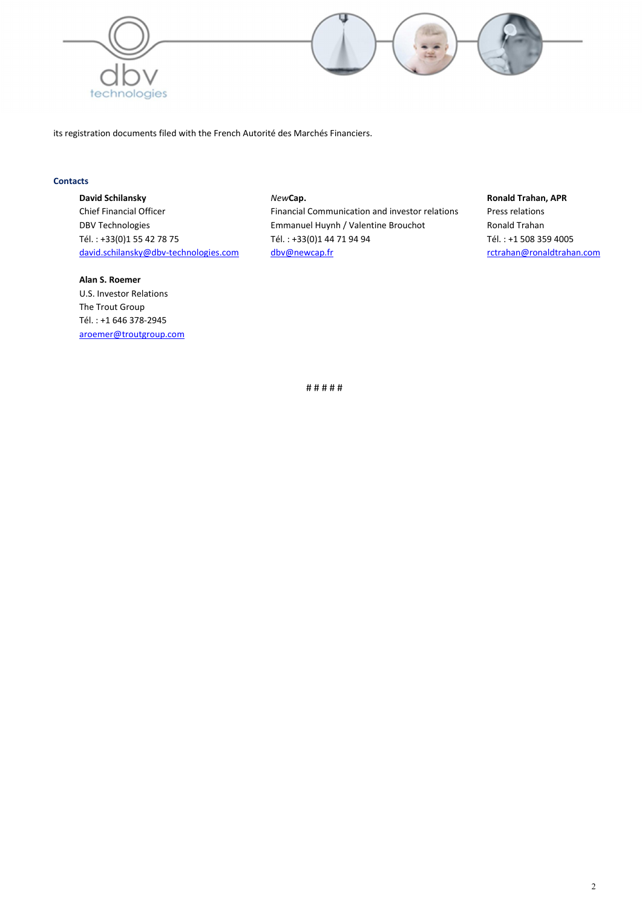its registration documents filed with the French Autorité des Marchés Financiers.

**Contacts**

**David Schilansky**
Chief Financial Officer
DBV Technologies
Tél. : +33(0)1 55 42 78 75
david.schilansky@dbv-technologies.com

*New***Cap.**
Financial Communication and investor relations
Emmanuel Huynh / Valentine Brouchot
Tél. : +33(0)1 44 71 94 94
dbv@newcap.fr

**Ronald Trahan, APR**
Press relations
Ronald Trahan
Tél. : +1 508 359 4005
rctrahan@ronaldtrahan.com

**Alan S. Roemer**
U.S. Investor Relations
The Trout Group
Tél. : +1 646 378-2945
aroemer@troutgroup.com

# # # # #